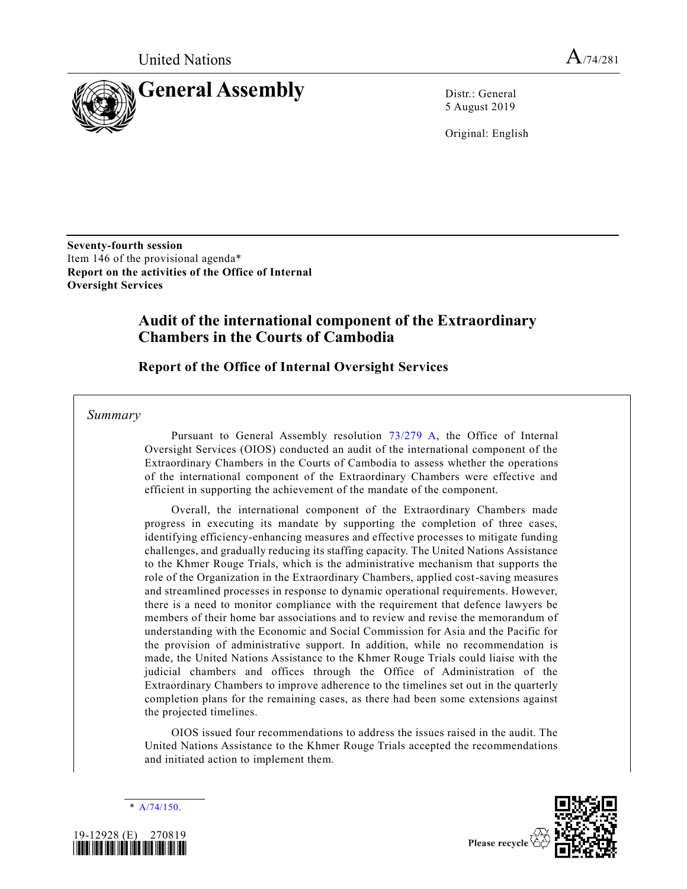United Nations

A/74/281

# General Assembly

Distr.: General
5 August 2019

Original: English

**Seventy-fourth session**
Item 146 of the provisional agenda*
**Report on the activities of the Office of Internal Oversight Services**

## Audit of the international component of the Extraordinary Chambers in the Courts of Cambodia

### Report of the Office of Internal Oversight Services

*Summary*

Pursuant to General Assembly resolution 73/279 A, the Office of Internal Oversight Services (OIOS) conducted an audit of the international component of the Extraordinary Chambers in the Courts of Cambodia to assess whether the operations of the international component of the Extraordinary Chambers were effective and efficient in supporting the achievement of the mandate of the component.

Overall, the international component of the Extraordinary Chambers made progress in executing its mandate by supporting the completion of three cases, identifying efficiency-enhancing measures and effective processes to mitigate funding challenges, and gradually reducing its staffing capacity. The United Nations Assistance to the Khmer Rouge Trials, which is the administrative mechanism that supports the role of the Organization in the Extraordinary Chambers, applied cost-saving measures and streamlined processes in response to dynamic operational requirements. However, there is a need to monitor compliance with the requirement that defence lawyers be members of their home bar associations and to review and revise the memorandum of understanding with the Economic and Social Commission for Asia and the Pacific for the provision of administrative support. In addition, while no recommendation is made, the United Nations Assistance to the Khmer Rouge Trials could liaise with the judicial chambers and offices through the Office of Administration of the Extraordinary Chambers to improve adherence to the timelines set out in the quarterly completion plans for the remaining cases, as there had been some extensions against the projected timelines.

OIOS issued four recommendations to address the issues raised in the audit. The United Nations Assistance to the Khmer Rouge Trials accepted the recommendations and initiated action to implement them.

\* A/74/150.

19-12928 (E) 270819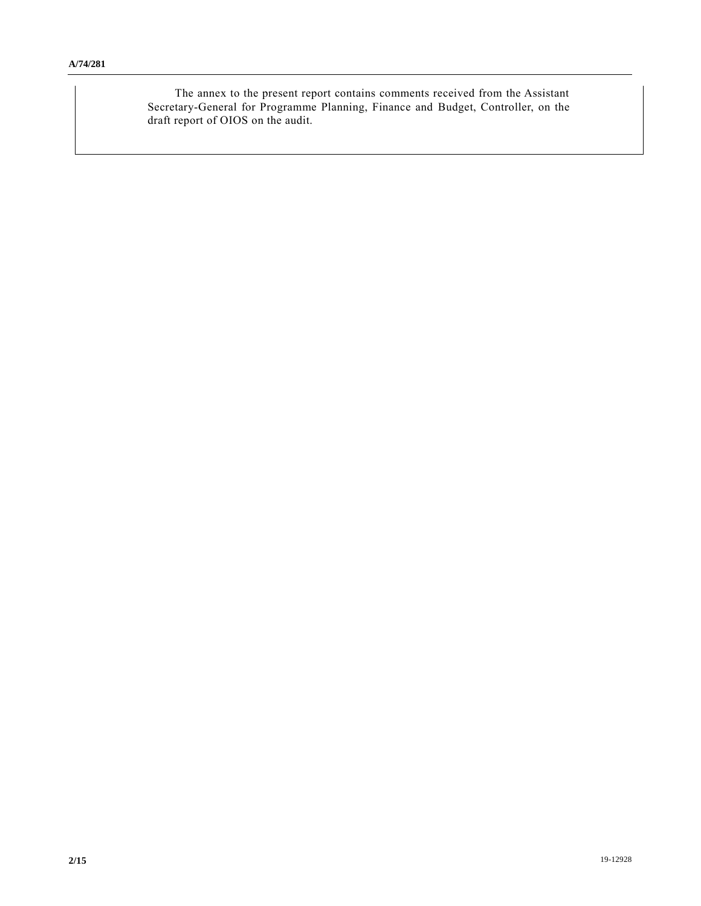The annex to the present report contains comments received from the Assistant Secretary-General for Programme Planning, Finance and Budget, Controller, on the draft report of OIOS on the audit.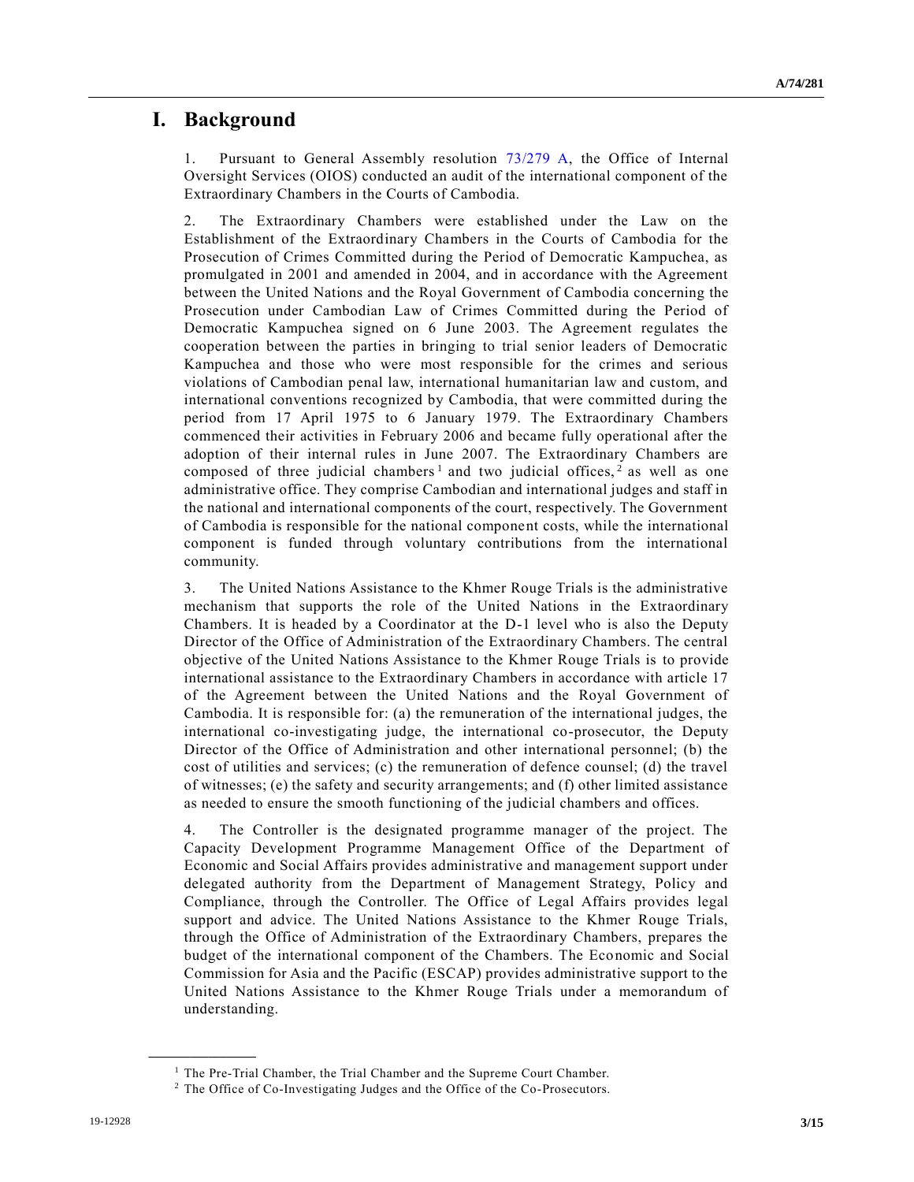# I. Background

1. Pursuant to General Assembly resolution 73/279 A, the Office of Internal Oversight Services (OIOS) conducted an audit of the international component of the Extraordinary Chambers in the Courts of Cambodia.

2. The Extraordinary Chambers were established under the Law on the Establishment of the Extraordinary Chambers in the Courts of Cambodia for the Prosecution of Crimes Committed during the Period of Democratic Kampuchea, as promulgated in 2001 and amended in 2004, and in accordance with the Agreement between the United Nations and the Royal Government of Cambodia concerning the Prosecution under Cambodian Law of Crimes Committed during the Period of Democratic Kampuchea signed on 6 June 2003. The Agreement regulates the cooperation between the parties in bringing to trial senior leaders of Democratic Kampuchea and those who were most responsible for the crimes and serious violations of Cambodian penal law, international humanitarian law and custom, and international conventions recognized by Cambodia, that were committed during the period from 17 April 1975 to 6 January 1979. The Extraordinary Chambers commenced their activities in February 2006 and became fully operational after the adoption of their internal rules in June 2007. The Extraordinary Chambers are composed of three judicial chambers[1] and two judicial offices,[2] as well as one administrative office. They comprise Cambodian and international judges and staff in the national and international components of the court, respectively. The Government of Cambodia is responsible for the national component costs, while the international component is funded through voluntary contributions from the international community.

3. The United Nations Assistance to the Khmer Rouge Trials is the administrative mechanism that supports the role of the United Nations in the Extraordinary Chambers. It is headed by a Coordinator at the D-1 level who is also the Deputy Director of the Office of Administration of the Extraordinary Chambers. The central objective of the United Nations Assistance to the Khmer Rouge Trials is to provide international assistance to the Extraordinary Chambers in accordance with article 17 of the Agreement between the United Nations and the Royal Government of Cambodia. It is responsible for: (a) the remuneration of the international judges, the international co-investigating judge, the international co-prosecutor, the Deputy Director of the Office of Administration and other international personnel; (b) the cost of utilities and services; (c) the remuneration of defence counsel; (d) the travel of witnesses; (e) the safety and security arrangements; and (f) other limited assistance as needed to ensure the smooth functioning of the judicial chambers and offices.

4. The Controller is the designated programme manager of the project. The Capacity Development Programme Management Office of the Department of Economic and Social Affairs provides administrative and management support under delegated authority from the Department of Management Strategy, Policy and Compliance, through the Controller. The Office of Legal Affairs provides legal support and advice. The United Nations Assistance to the Khmer Rouge Trials, through the Office of Administration of the Extraordinary Chambers, prepares the budget of the international component of the Chambers. The Economic and Social Commission for Asia and the Pacific (ESCAP) provides administrative support to the United Nations Assistance to the Khmer Rouge Trials under a memorandum of understanding.

---

[1] The Pre-Trial Chamber, the Trial Chamber and the Supreme Court Chamber.

[2] The Office of Co-Investigating Judges and the Office of the Co-Prosecutors.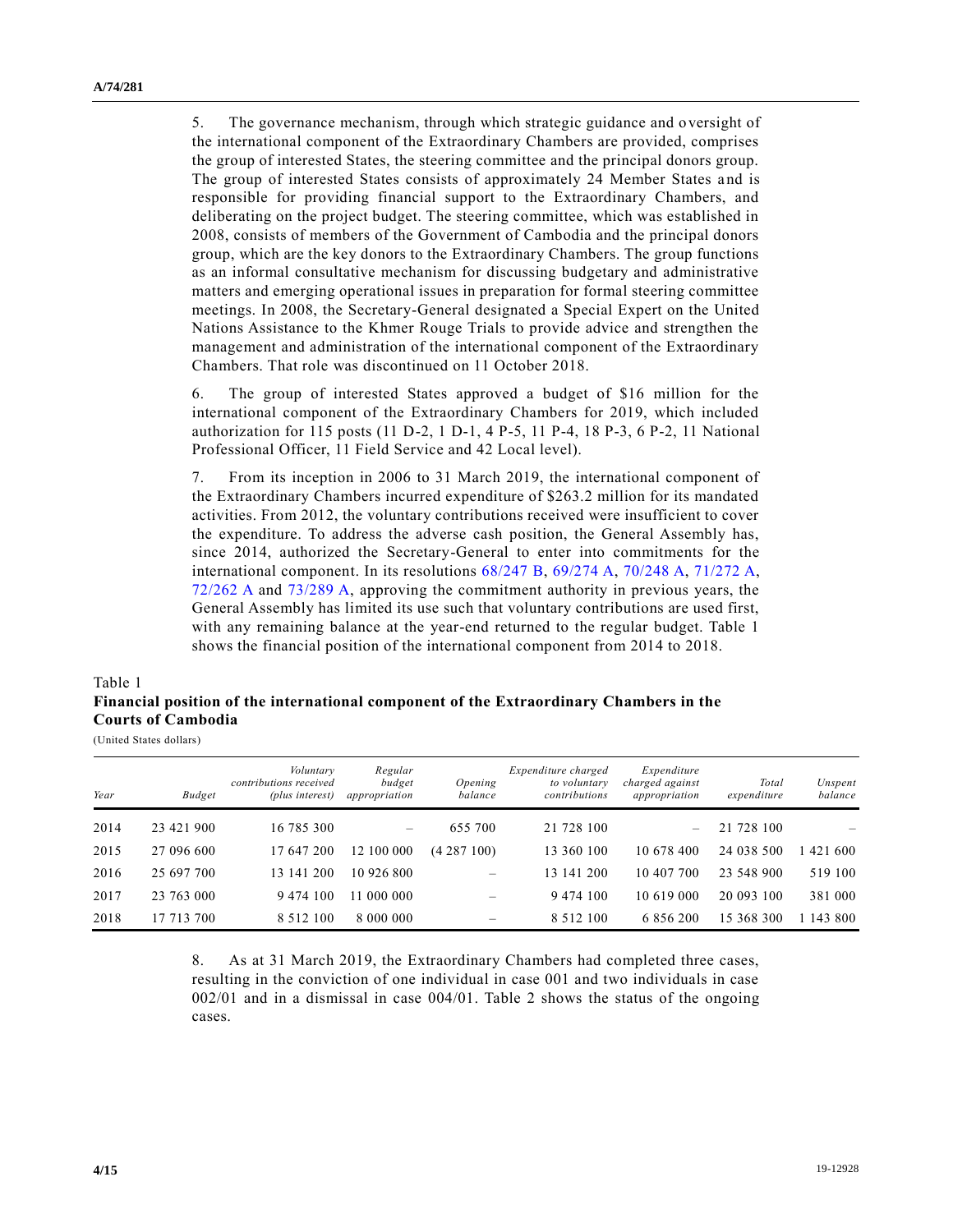5. The governance mechanism, through which strategic guidance and oversight of the international component of the Extraordinary Chambers are provided, comprises the group of interested States, the steering committee and the principal donors group. The group of interested States consists of approximately 24 Member States and is responsible for providing financial support to the Extraordinary Chambers, and deliberating on the project budget. The steering committee, which was established in 2008, consists of members of the Government of Cambodia and the principal donors group, which are the key donors to the Extraordinary Chambers. The group functions as an informal consultative mechanism for discussing budgetary and administrative matters and emerging operational issues in preparation for formal steering committee meetings. In 2008, the Secretary-General designated a Special Expert on the United Nations Assistance to the Khmer Rouge Trials to provide advice and strengthen the management and administration of the international component of the Extraordinary Chambers. That role was discontinued on 11 October 2018.

6. The group of interested States approved a budget of $16 million for the international component of the Extraordinary Chambers for 2019, which included authorization for 115 posts (11 D-2, 1 D-1, 4 P-5, 11 P-4, 18 P-3, 6 P-2, 11 National Professional Officer, 11 Field Service and 42 Local level).

7. From its inception in 2006 to 31 March 2019, the international component of the Extraordinary Chambers incurred expenditure of $263.2 million for its mandated activities. From 2012, the voluntary contributions received were insufficient to cover the expenditure. To address the adverse cash position, the General Assembly has, since 2014, authorized the Secretary-General to enter into commitments for the international component. In its resolutions 68/247 B, 69/274 A, 70/248 A, 71/272 A, 72/262 A and 73/289 A, approving the commitment authority in previous years, the General Assembly has limited its use such that voluntary contributions are used first, with any remaining balance at the year-end returned to the regular budget. Table 1 shows the financial position of the international component from 2014 to 2018.

Table 1
**Financial position of the international component of the Extraordinary Chambers in the Courts of Cambodia**
(United States dollars)

| *Year* | *Budget* | *Voluntary contributions received (plus interest)* | *Regular budget appropriation* | *Opening balance* | *Expenditure charged to voluntary contributions* | *Expenditure charged against appropriation* | *Total expenditure* | *Unspent balance* |
|---|---|---|---|---|---|---|---|---|
| 2014 | 23 421 900 | 16 785 300 | – | 655 700 | 21 728 100 | – | 21 728 100 | – |
| 2015 | 27 096 600 | 17 647 200 | 12 100 000 | (4 287 100) | 13 360 100 | 10 678 400 | 24 038 500 | 1 421 600 |
| 2016 | 25 697 700 | 13 141 200 | 10 926 800 | – | 13 141 200 | 10 407 700 | 23 548 900 | 519 100 |
| 2017 | 23 763 000 | 9 474 100 | 11 000 000 | – | 9 474 100 | 10 619 000 | 20 093 100 | 381 000 |
| 2018 | 17 713 700 | 8 512 100 | 8 000 000 | – | 8 512 100 | 6 856 200 | 15 368 300 | 1 143 800 |

8. As at 31 March 2019, the Extraordinary Chambers had completed three cases, resulting in the conviction of one individual in case 001 and two individuals in case 002/01 and in a dismissal in case 004/01. Table 2 shows the status of the ongoing cases.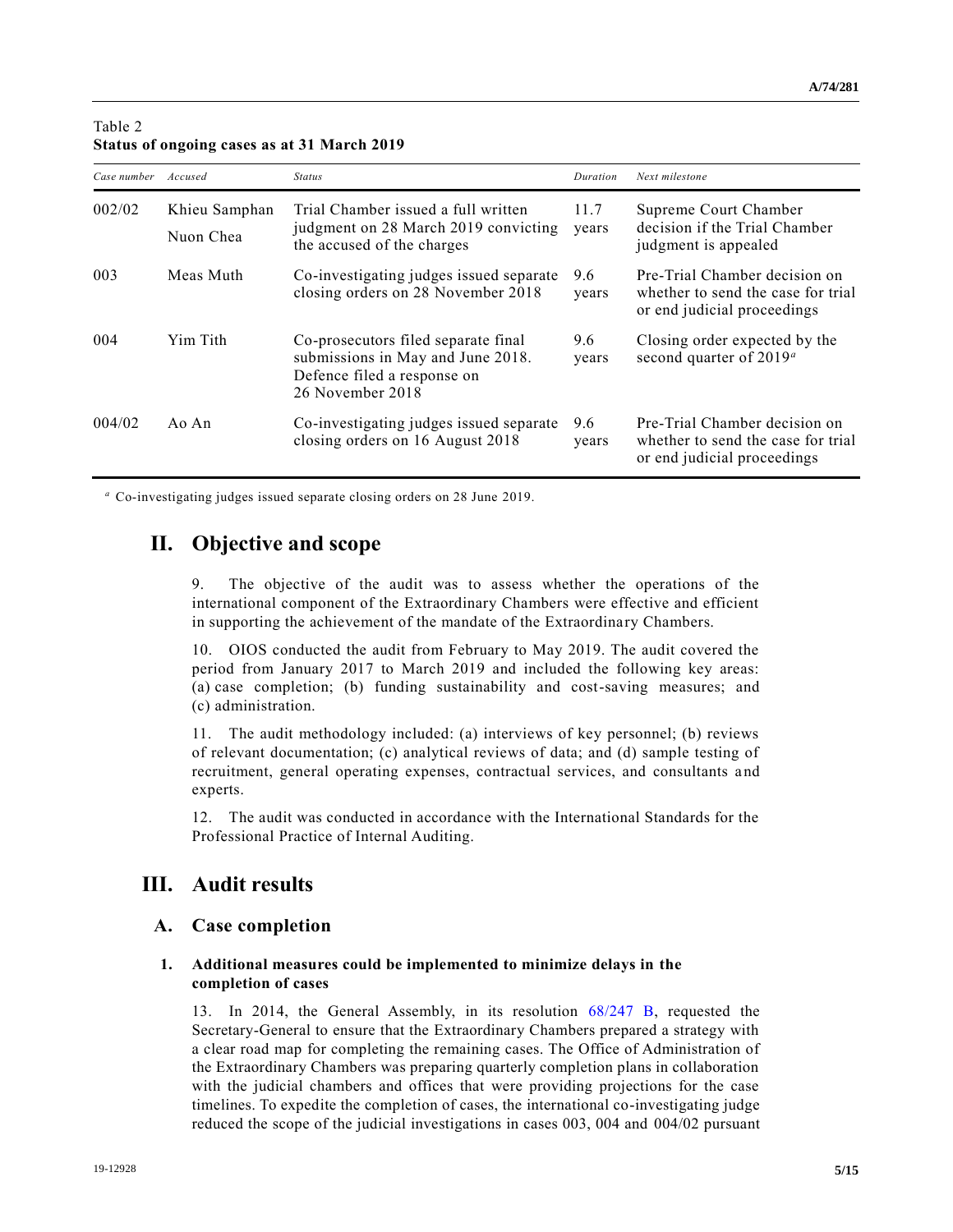Table 2
**Status of ongoing cases as at 31 March 2019**

| *Case number* | *Accused* | *Status* | *Duration* | *Next milestone* |
|---|---|---|---|---|
| 002/02 | Khieu Samphan<br>Nuon Chea | Trial Chamber issued a full written judgment on 28 March 2019 convicting the accused of the charges | 11.7 years | Supreme Court Chamber decision if the Trial Chamber judgment is appealed |
| 003 | Meas Muth | Co-investigating judges issued separate closing orders on 28 November 2018 | 9.6 years | Pre-Trial Chamber decision on whether to send the case for trial or end judicial proceedings |
| 004 | Yim Tith | Co-prosecutors filed separate final submissions in May and June 2018. Defence filed a response on 26 November 2018 | 9.6 years | Closing order expected by the second quarter of 2019[a] |
| 004/02 | Ao An | Co-investigating judges issued separate closing orders on 16 August 2018 | 9.6 years | Pre-Trial Chamber decision on whether to send the case for trial or end judicial proceedings |

[a] Co-investigating judges issued separate closing orders on 28 June 2019.

# II. Objective and scope

9. The objective of the audit was to assess whether the operations of the international component of the Extraordinary Chambers were effective and efficient in supporting the achievement of the mandate of the Extraordinary Chambers.

10. OIOS conducted the audit from February to May 2019. The audit covered the period from January 2017 to March 2019 and included the following key areas: (a) case completion; (b) funding sustainability and cost-saving measures; and (c) administration.

11. The audit methodology included: (a) interviews of key personnel; (b) reviews of relevant documentation; (c) analytical reviews of data; and (d) sample testing of recruitment, general operating expenses, contractual services, and consultants and experts.

12. The audit was conducted in accordance with the International Standards for the Professional Practice of Internal Auditing.

# III. Audit results

## A. Case completion

### 1. Additional measures could be implemented to minimize delays in the completion of cases

13. In 2014, the General Assembly, in its resolution 68/247 B, requested the Secretary-General to ensure that the Extraordinary Chambers prepared a strategy with a clear road map for completing the remaining cases. The Office of Administration of the Extraordinary Chambers was preparing quarterly completion plans in collaboration with the judicial chambers and offices that were providing projections for the case timelines. To expedite the completion of cases, the international co-investigating judge reduced the scope of the judicial investigations in cases 003, 004 and 004/02 pursuant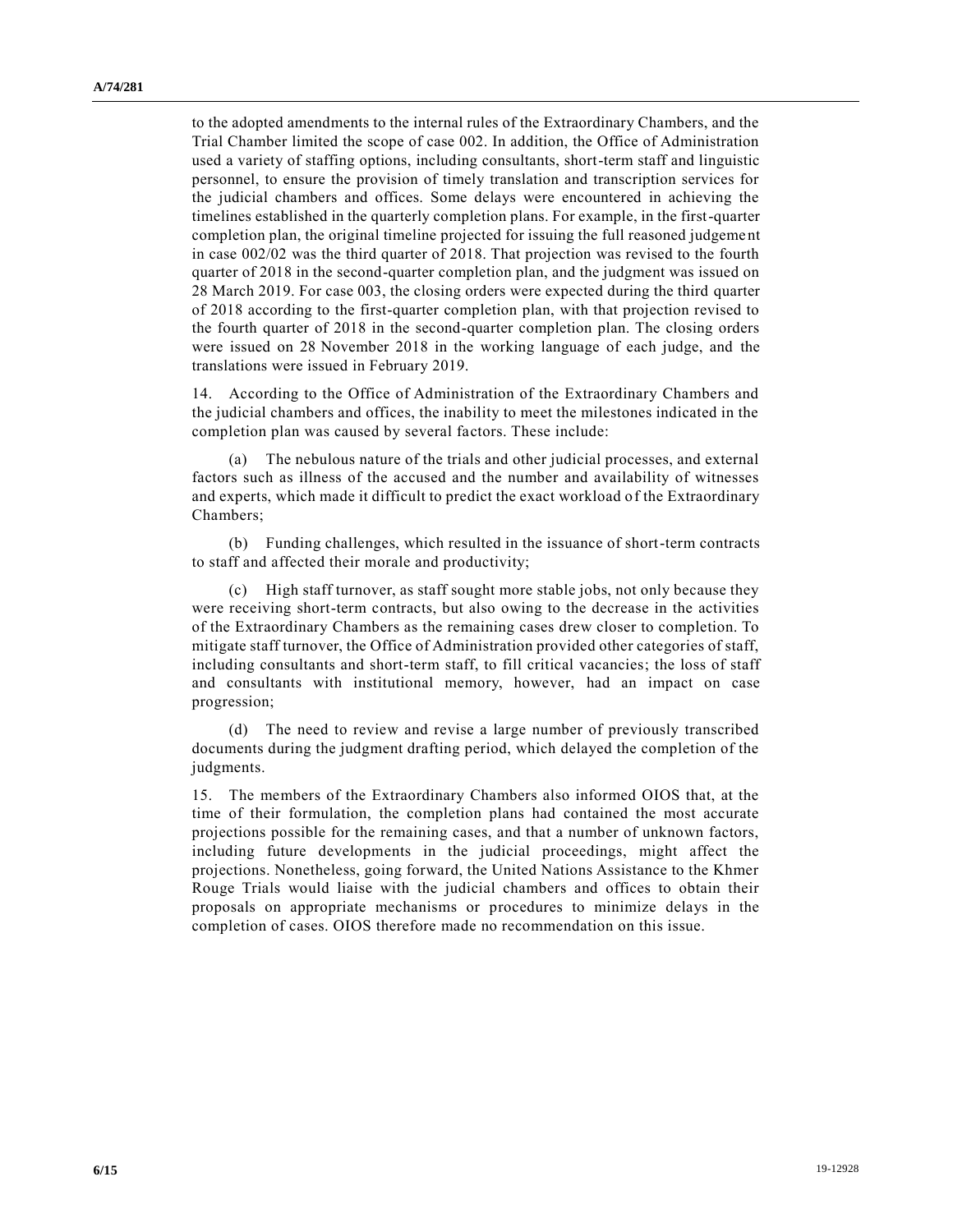to the adopted amendments to the internal rules of the Extraordinary Chambers, and the Trial Chamber limited the scope of case 002. In addition, the Office of Administration used a variety of staffing options, including consultants, short-term staff and linguistic personnel, to ensure the provision of timely translation and transcription services for the judicial chambers and offices. Some delays were encountered in achieving the timelines established in the quarterly completion plans. For example, in the first-quarter completion plan, the original timeline projected for issuing the full reasoned judgement in case 002/02 was the third quarter of 2018. That projection was revised to the fourth quarter of 2018 in the second-quarter completion plan, and the judgment was issued on 28 March 2019. For case 003, the closing orders were expected during the third quarter of 2018 according to the first-quarter completion plan, with that projection revised to the fourth quarter of 2018 in the second-quarter completion plan. The closing orders were issued on 28 November 2018 in the working language of each judge, and the translations were issued in February 2019.

14. According to the Office of Administration of the Extraordinary Chambers and the judicial chambers and offices, the inability to meet the milestones indicated in the completion plan was caused by several factors. These include:

(a) The nebulous nature of the trials and other judicial processes, and external factors such as illness of the accused and the number and availability of witnesses and experts, which made it difficult to predict the exact workload of the Extraordinary Chambers;

(b) Funding challenges, which resulted in the issuance of short-term contracts to staff and affected their morale and productivity;

(c) High staff turnover, as staff sought more stable jobs, not only because they were receiving short-term contracts, but also owing to the decrease in the activities of the Extraordinary Chambers as the remaining cases drew closer to completion. To mitigate staff turnover, the Office of Administration provided other categories of staff, including consultants and short-term staff, to fill critical vacancies; the loss of staff and consultants with institutional memory, however, had an impact on case progression;

(d) The need to review and revise a large number of previously transcribed documents during the judgment drafting period, which delayed the completion of the judgments.

15. The members of the Extraordinary Chambers also informed OIOS that, at the time of their formulation, the completion plans had contained the most accurate projections possible for the remaining cases, and that a number of unknown factors, including future developments in the judicial proceedings, might affect the projections. Nonetheless, going forward, the United Nations Assistance to the Khmer Rouge Trials would liaise with the judicial chambers and offices to obtain their proposals on appropriate mechanisms or procedures to minimize delays in the completion of cases. OIOS therefore made no recommendation on this issue.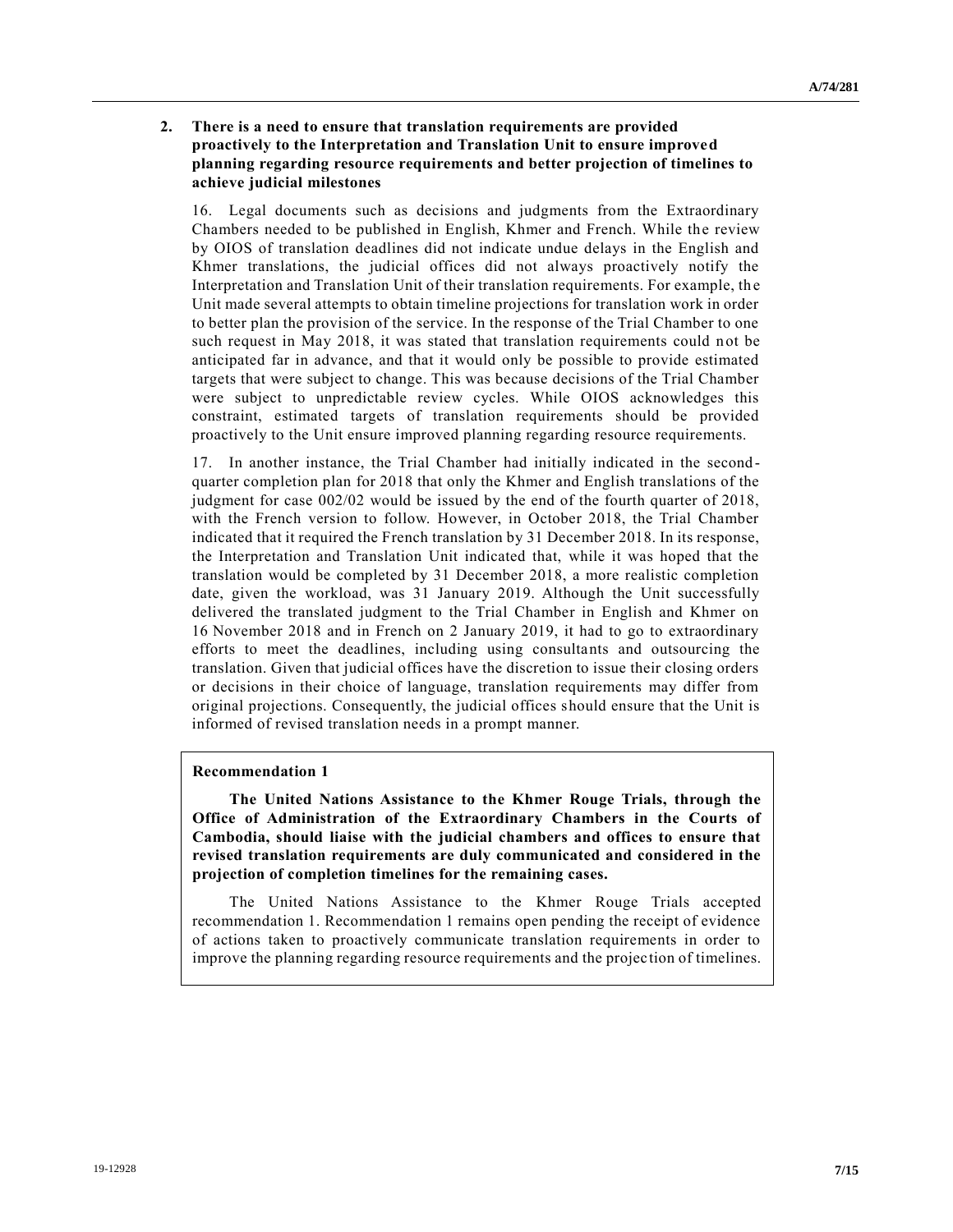### 2. There is a need to ensure that translation requirements are provided proactively to the Interpretation and Translation Unit to ensure improved planning regarding resource requirements and better projection of timelines to achieve judicial milestones

16. Legal documents such as decisions and judgments from the Extraordinary Chambers needed to be published in English, Khmer and French. While the review by OIOS of translation deadlines did not indicate undue delays in the English and Khmer translations, the judicial offices did not always proactively notify the Interpretation and Translation Unit of their translation requirements. For example, the Unit made several attempts to obtain timeline projections for translation work in order to better plan the provision of the service. In the response of the Trial Chamber to one such request in May 2018, it was stated that translation requirements could not be anticipated far in advance, and that it would only be possible to provide estimated targets that were subject to change. This was because decisions of the Trial Chamber were subject to unpredictable review cycles. While OIOS acknowledges this constraint, estimated targets of translation requirements should be provided proactively to the Unit ensure improved planning regarding resource requirements.

17. In another instance, the Trial Chamber had initially indicated in the second-quarter completion plan for 2018 that only the Khmer and English translations of the judgment for case 002/02 would be issued by the end of the fourth quarter of 2018, with the French version to follow. However, in October 2018, the Trial Chamber indicated that it required the French translation by 31 December 2018. In its response, the Interpretation and Translation Unit indicated that, while it was hoped that the translation would be completed by 31 December 2018, a more realistic completion date, given the workload, was 31 January 2019. Although the Unit successfully delivered the translated judgment to the Trial Chamber in English and Khmer on 16 November 2018 and in French on 2 January 2019, it had to go to extraordinary efforts to meet the deadlines, including using consultants and outsourcing the translation. Given that judicial offices have the discretion to issue their closing orders or decisions in their choice of language, translation requirements may differ from original projections. Consequently, the judicial offices should ensure that the Unit is informed of revised translation needs in a prompt manner.

**Recommendation 1**

**The United Nations Assistance to the Khmer Rouge Trials, through the Office of Administration of the Extraordinary Chambers in the Courts of Cambodia, should liaise with the judicial chambers and offices to ensure that revised translation requirements are duly communicated and considered in the projection of completion timelines for the remaining cases.**

The United Nations Assistance to the Khmer Rouge Trials accepted recommendation 1. Recommendation 1 remains open pending the receipt of evidence of actions taken to proactively communicate translation requirements in order to improve the planning regarding resource requirements and the projection of timelines.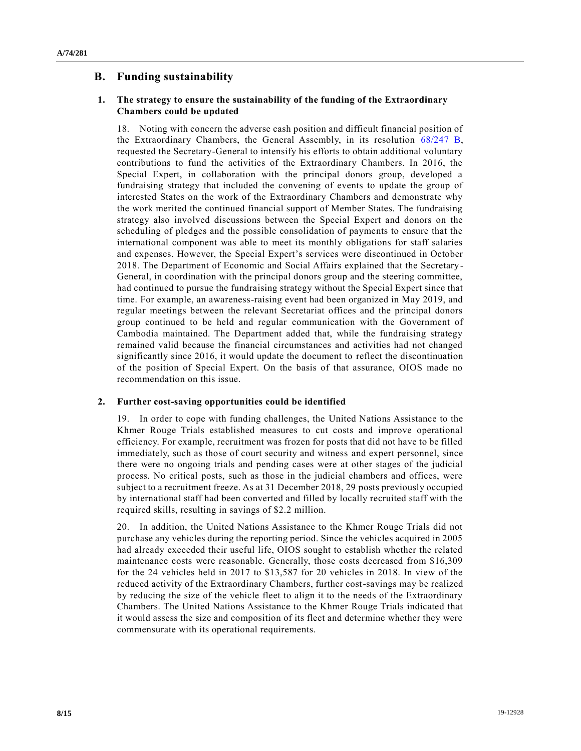## B. Funding sustainability

### 1. The strategy to ensure the sustainability of the funding of the Extraordinary Chambers could be updated

18. Noting with concern the adverse cash position and difficult financial position of the Extraordinary Chambers, the General Assembly, in its resolution 68/247 B, requested the Secretary-General to intensify his efforts to obtain additional voluntary contributions to fund the activities of the Extraordinary Chambers. In 2016, the Special Expert, in collaboration with the principal donors group, developed a fundraising strategy that included the convening of events to update the group of interested States on the work of the Extraordinary Chambers and demonstrate why the work merited the continued financial support of Member States. The fundraising strategy also involved discussions between the Special Expert and donors on the scheduling of pledges and the possible consolidation of payments to ensure that the international component was able to meet its monthly obligations for staff salaries and expenses. However, the Special Expert's services were discontinued in October 2018. The Department of Economic and Social Affairs explained that the Secretary-General, in coordination with the principal donors group and the steering committee, had continued to pursue the fundraising strategy without the Special Expert since that time. For example, an awareness-raising event had been organized in May 2019, and regular meetings between the relevant Secretariat offices and the principal donors group continued to be held and regular communication with the Government of Cambodia maintained. The Department added that, while the fundraising strategy remained valid because the financial circumstances and activities had not changed significantly since 2016, it would update the document to reflect the discontinuation of the position of Special Expert. On the basis of that assurance, OIOS made no recommendation on this issue.

### 2. Further cost-saving opportunities could be identified

19. In order to cope with funding challenges, the United Nations Assistance to the Khmer Rouge Trials established measures to cut costs and improve operational efficiency. For example, recruitment was frozen for posts that did not have to be filled immediately, such as those of court security and witness and expert personnel, since there were no ongoing trials and pending cases were at other stages of the judicial process. No critical posts, such as those in the judicial chambers and offices, were subject to a recruitment freeze. As at 31 December 2018, 29 posts previously occupied by international staff had been converted and filled by locally recruited staff with the required skills, resulting in savings of $2.2 million.

20. In addition, the United Nations Assistance to the Khmer Rouge Trials did not purchase any vehicles during the reporting period. Since the vehicles acquired in 2005 had already exceeded their useful life, OIOS sought to establish whether the related maintenance costs were reasonable. Generally, those costs decreased from $16,309 for the 24 vehicles held in 2017 to $13,587 for 20 vehicles in 2018. In view of the reduced activity of the Extraordinary Chambers, further cost-savings may be realized by reducing the size of the vehicle fleet to align it to the needs of the Extraordinary Chambers. The United Nations Assistance to the Khmer Rouge Trials indicated that it would assess the size and composition of its fleet and determine whether they were commensurate with its operational requirements.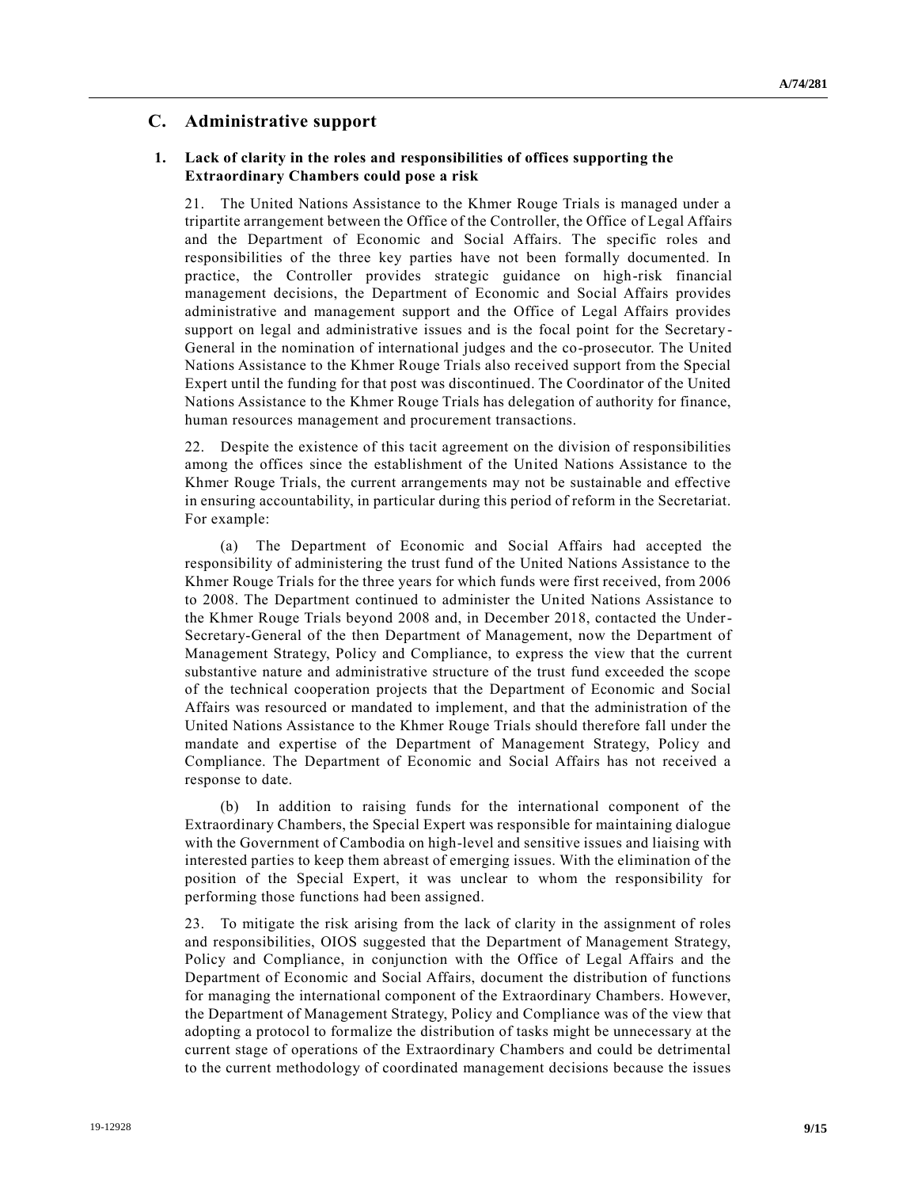## C. Administrative support

### 1. Lack of clarity in the roles and responsibilities of offices supporting the Extraordinary Chambers could pose a risk

21. The United Nations Assistance to the Khmer Rouge Trials is managed under a tripartite arrangement between the Office of the Controller, the Office of Legal Affairs and the Department of Economic and Social Affairs. The specific roles and responsibilities of the three key parties have not been formally documented. In practice, the Controller provides strategic guidance on high-risk financial management decisions, the Department of Economic and Social Affairs provides administrative and management support and the Office of Legal Affairs provides support on legal and administrative issues and is the focal point for the Secretary-General in the nomination of international judges and the co-prosecutor. The United Nations Assistance to the Khmer Rouge Trials also received support from the Special Expert until the funding for that post was discontinued. The Coordinator of the United Nations Assistance to the Khmer Rouge Trials has delegation of authority for finance, human resources management and procurement transactions.

22. Despite the existence of this tacit agreement on the division of responsibilities among the offices since the establishment of the United Nations Assistance to the Khmer Rouge Trials, the current arrangements may not be sustainable and effective in ensuring accountability, in particular during this period of reform in the Secretariat. For example:

(a) The Department of Economic and Social Affairs had accepted the responsibility of administering the trust fund of the United Nations Assistance to the Khmer Rouge Trials for the three years for which funds were first received, from 2006 to 2008. The Department continued to administer the United Nations Assistance to the Khmer Rouge Trials beyond 2008 and, in December 2018, contacted the Under-Secretary-General of the then Department of Management, now the Department of Management Strategy, Policy and Compliance, to express the view that the current substantive nature and administrative structure of the trust fund exceeded the scope of the technical cooperation projects that the Department of Economic and Social Affairs was resourced or mandated to implement, and that the administration of the United Nations Assistance to the Khmer Rouge Trials should therefore fall under the mandate and expertise of the Department of Management Strategy, Policy and Compliance. The Department of Economic and Social Affairs has not received a response to date.

(b) In addition to raising funds for the international component of the Extraordinary Chambers, the Special Expert was responsible for maintaining dialogue with the Government of Cambodia on high-level and sensitive issues and liaising with interested parties to keep them abreast of emerging issues. With the elimination of the position of the Special Expert, it was unclear to whom the responsibility for performing those functions had been assigned.

23. To mitigate the risk arising from the lack of clarity in the assignment of roles and responsibilities, OIOS suggested that the Department of Management Strategy, Policy and Compliance, in conjunction with the Office of Legal Affairs and the Department of Economic and Social Affairs, document the distribution of functions for managing the international component of the Extraordinary Chambers. However, the Department of Management Strategy, Policy and Compliance was of the view that adopting a protocol to formalize the distribution of tasks might be unnecessary at the current stage of operations of the Extraordinary Chambers and could be detrimental to the current methodology of coordinated management decisions because the issues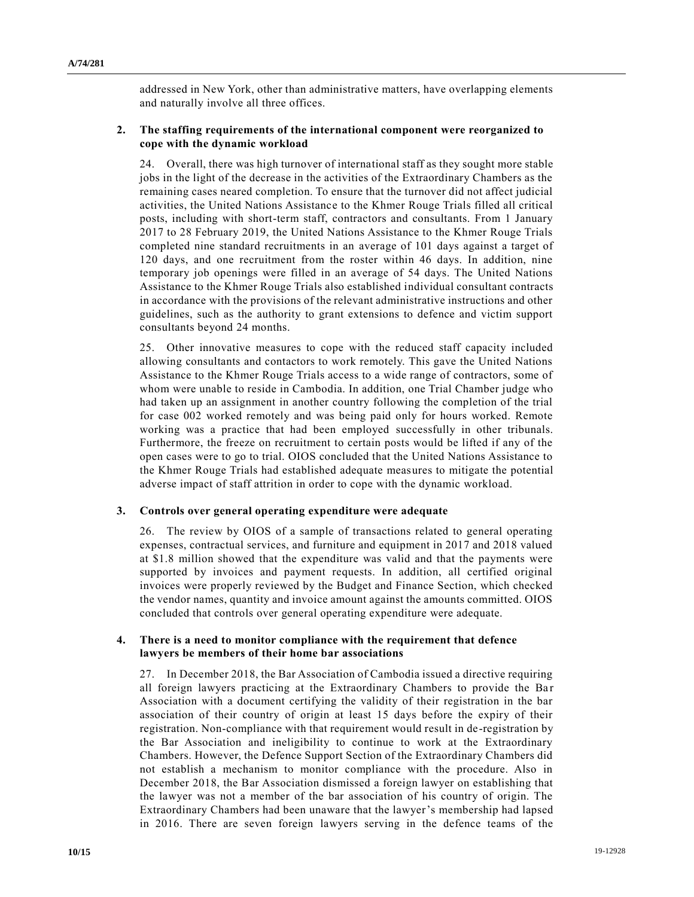addressed in New York, other than administrative matters, have overlapping elements and naturally involve all three offices.

### 2. The staffing requirements of the international component were reorganized to cope with the dynamic workload

24. Overall, there was high turnover of international staff as they sought more stable jobs in the light of the decrease in the activities of the Extraordinary Chambers as the remaining cases neared completion. To ensure that the turnover did not affect judicial activities, the United Nations Assistance to the Khmer Rouge Trials filled all critical posts, including with short-term staff, contractors and consultants. From 1 January 2017 to 28 February 2019, the United Nations Assistance to the Khmer Rouge Trials completed nine standard recruitments in an average of 101 days against a target of 120 days, and one recruitment from the roster within 46 days. In addition, nine temporary job openings were filled in an average of 54 days. The United Nations Assistance to the Khmer Rouge Trials also established individual consultant contracts in accordance with the provisions of the relevant administrative instructions and other guidelines, such as the authority to grant extensions to defence and victim support consultants beyond 24 months.

25. Other innovative measures to cope with the reduced staff capacity included allowing consultants and contactors to work remotely. This gave the United Nations Assistance to the Khmer Rouge Trials access to a wide range of contractors, some of whom were unable to reside in Cambodia. In addition, one Trial Chamber judge who had taken up an assignment in another country following the completion of the trial for case 002 worked remotely and was being paid only for hours worked. Remote working was a practice that had been employed successfully in other tribunals. Furthermore, the freeze on recruitment to certain posts would be lifted if any of the open cases were to go to trial. OIOS concluded that the United Nations Assistance to the Khmer Rouge Trials had established adequate measures to mitigate the potential adverse impact of staff attrition in order to cope with the dynamic workload.

### 3. Controls over general operating expenditure were adequate

26. The review by OIOS of a sample of transactions related to general operating expenses, contractual services, and furniture and equipment in 2017 and 2018 valued at $1.8 million showed that the expenditure was valid and that the payments were supported by invoices and payment requests. In addition, all certified original invoices were properly reviewed by the Budget and Finance Section, which checked the vendor names, quantity and invoice amount against the amounts committed. OIOS concluded that controls over general operating expenditure were adequate.

### 4. There is a need to monitor compliance with the requirement that defence lawyers be members of their home bar associations

27. In December 2018, the Bar Association of Cambodia issued a directive requiring all foreign lawyers practicing at the Extraordinary Chambers to provide the Bar Association with a document certifying the validity of their registration in the bar association of their country of origin at least 15 days before the expiry of their registration. Non-compliance with that requirement would result in de-registration by the Bar Association and ineligibility to continue to work at the Extraordinary Chambers. However, the Defence Support Section of the Extraordinary Chambers did not establish a mechanism to monitor compliance with the procedure. Also in December 2018, the Bar Association dismissed a foreign lawyer on establishing that the lawyer was not a member of the bar association of his country of origin. The Extraordinary Chambers had been unaware that the lawyer's membership had lapsed in 2016. There are seven foreign lawyers serving in the defence teams of the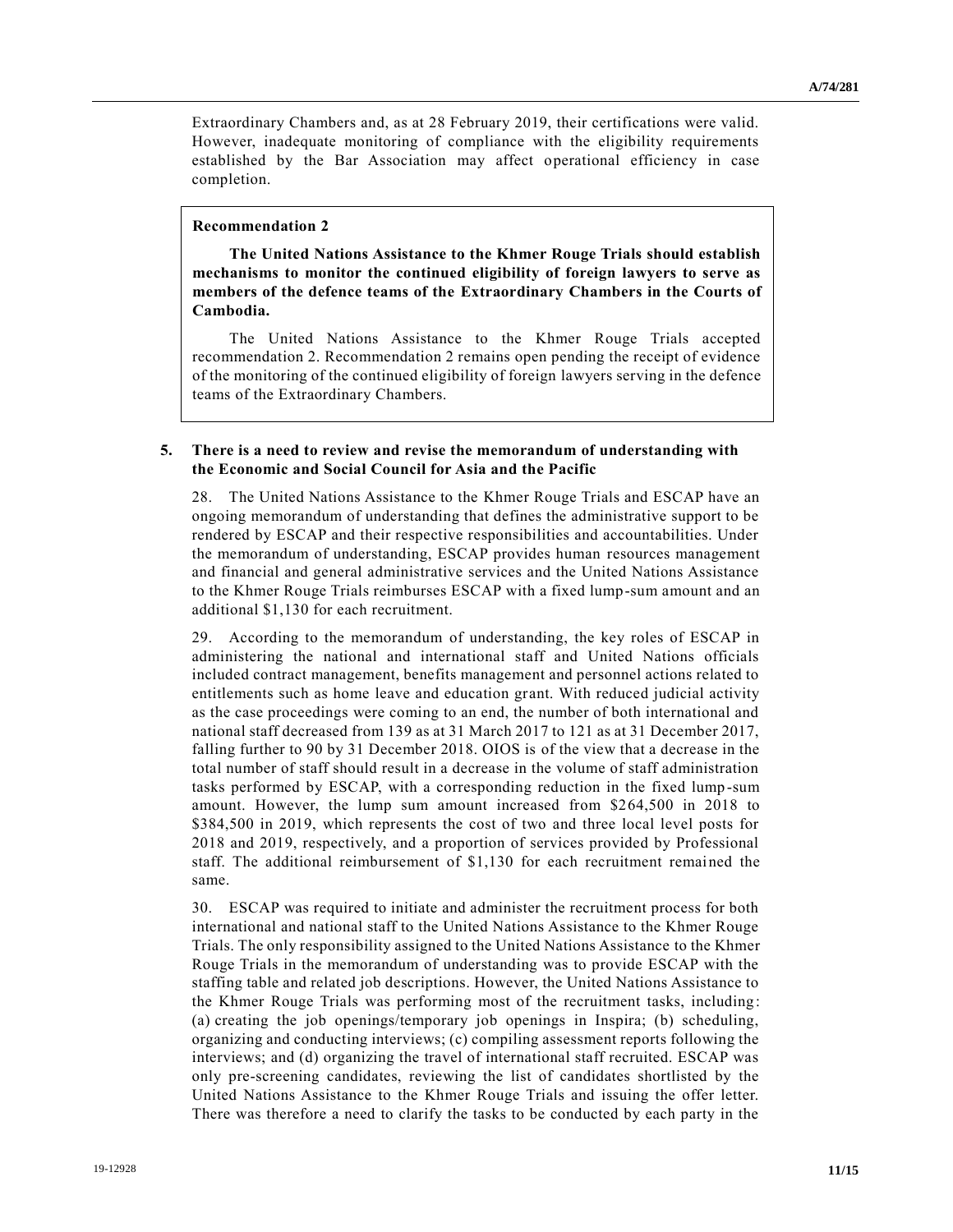Extraordinary Chambers and, as at 28 February 2019, their certifications were valid. However, inadequate monitoring of compliance with the eligibility requirements established by the Bar Association may affect operational efficiency in case completion.

> **Recommendation 2**
>
> **The United Nations Assistance to the Khmer Rouge Trials should establish mechanisms to monitor the continued eligibility of foreign lawyers to serve as members of the defence teams of the Extraordinary Chambers in the Courts of Cambodia.**
>
> The United Nations Assistance to the Khmer Rouge Trials accepted recommendation 2. Recommendation 2 remains open pending the receipt of evidence of the monitoring of the continued eligibility of foreign lawyers serving in the defence teams of the Extraordinary Chambers.

### 5. There is a need to review and revise the memorandum of understanding with the Economic and Social Council for Asia and the Pacific

28. The United Nations Assistance to the Khmer Rouge Trials and ESCAP have an ongoing memorandum of understanding that defines the administrative support to be rendered by ESCAP and their respective responsibilities and accountabilities. Under the memorandum of understanding, ESCAP provides human resources management and financial and general administrative services and the United Nations Assistance to the Khmer Rouge Trials reimburses ESCAP with a fixed lump-sum amount and an additional $1,130 for each recruitment.

29. According to the memorandum of understanding, the key roles of ESCAP in administering the national and international staff and United Nations officials included contract management, benefits management and personnel actions related to entitlements such as home leave and education grant. With reduced judicial activity as the case proceedings were coming to an end, the number of both international and national staff decreased from 139 as at 31 March 2017 to 121 as at 31 December 2017, falling further to 90 by 31 December 2018. OIOS is of the view that a decrease in the total number of staff should result in a decrease in the volume of staff administration tasks performed by ESCAP, with a corresponding reduction in the fixed lump-sum amount. However, the lump sum amount increased from $264,500 in 2018 to $384,500 in 2019, which represents the cost of two and three local level posts for 2018 and 2019, respectively, and a proportion of services provided by Professional staff. The additional reimbursement of $1,130 for each recruitment remained the same.

30. ESCAP was required to initiate and administer the recruitment process for both international and national staff to the United Nations Assistance to the Khmer Rouge Trials. The only responsibility assigned to the United Nations Assistance to the Khmer Rouge Trials in the memorandum of understanding was to provide ESCAP with the staffing table and related job descriptions. However, the United Nations Assistance to the Khmer Rouge Trials was performing most of the recruitment tasks, including: (a) creating the job openings/temporary job openings in Inspira; (b) scheduling, organizing and conducting interviews; (c) compiling assessment reports following the interviews; and (d) organizing the travel of international staff recruited. ESCAP was only pre-screening candidates, reviewing the list of candidates shortlisted by the United Nations Assistance to the Khmer Rouge Trials and issuing the offer letter. There was therefore a need to clarify the tasks to be conducted by each party in the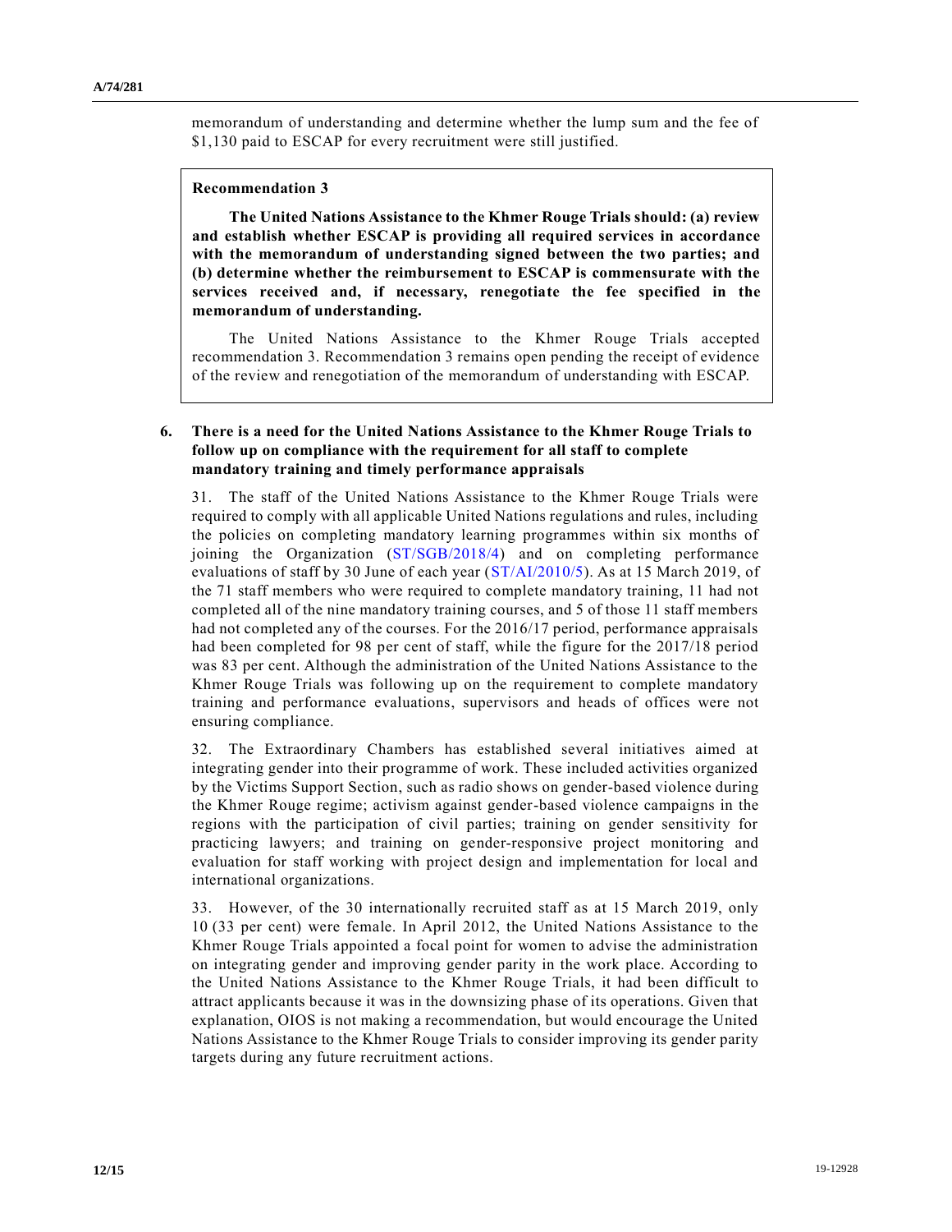memorandum of understanding and determine whether the lump sum and the fee of $1,130 paid to ESCAP for every recruitment were still justified.

> **Recommendation 3**
>
> **The United Nations Assistance to the Khmer Rouge Trials should: (a) review and establish whether ESCAP is providing all required services in accordance with the memorandum of understanding signed between the two parties; and (b) determine whether the reimbursement to ESCAP is commensurate with the services received and, if necessary, renegotiate the fee specified in the memorandum of understanding.**
>
> The United Nations Assistance to the Khmer Rouge Trials accepted recommendation 3. Recommendation 3 remains open pending the receipt of evidence of the review and renegotiation of the memorandum of understanding with ESCAP.

### 6. There is a need for the United Nations Assistance to the Khmer Rouge Trials to follow up on compliance with the requirement for all staff to complete mandatory training and timely performance appraisals

31. The staff of the United Nations Assistance to the Khmer Rouge Trials were required to comply with all applicable United Nations regulations and rules, including the policies on completing mandatory learning programmes within six months of joining the Organization (ST/SGB/2018/4) and on completing performance evaluations of staff by 30 June of each year (ST/AI/2010/5). As at 15 March 2019, of the 71 staff members who were required to complete mandatory training, 11 had not completed all of the nine mandatory training courses, and 5 of those 11 staff members had not completed any of the courses. For the 2016/17 period, performance appraisals had been completed for 98 per cent of staff, while the figure for the 2017/18 period was 83 per cent. Although the administration of the United Nations Assistance to the Khmer Rouge Trials was following up on the requirement to complete mandatory training and performance evaluations, supervisors and heads of offices were not ensuring compliance.

32. The Extraordinary Chambers has established several initiatives aimed at integrating gender into their programme of work. These included activities organized by the Victims Support Section, such as radio shows on gender-based violence during the Khmer Rouge regime; activism against gender-based violence campaigns in the regions with the participation of civil parties; training on gender sensitivity for practicing lawyers; and training on gender-responsive project monitoring and evaluation for staff working with project design and implementation for local and international organizations.

33. However, of the 30 internationally recruited staff as at 15 March 2019, only 10 (33 per cent) were female. In April 2012, the United Nations Assistance to the Khmer Rouge Trials appointed a focal point for women to advise the administration on integrating gender and improving gender parity in the work place. According to the United Nations Assistance to the Khmer Rouge Trials, it had been difficult to attract applicants because it was in the downsizing phase of its operations. Given that explanation, OIOS is not making a recommendation, but would encourage the United Nations Assistance to the Khmer Rouge Trials to consider improving its gender parity targets during any future recruitment actions.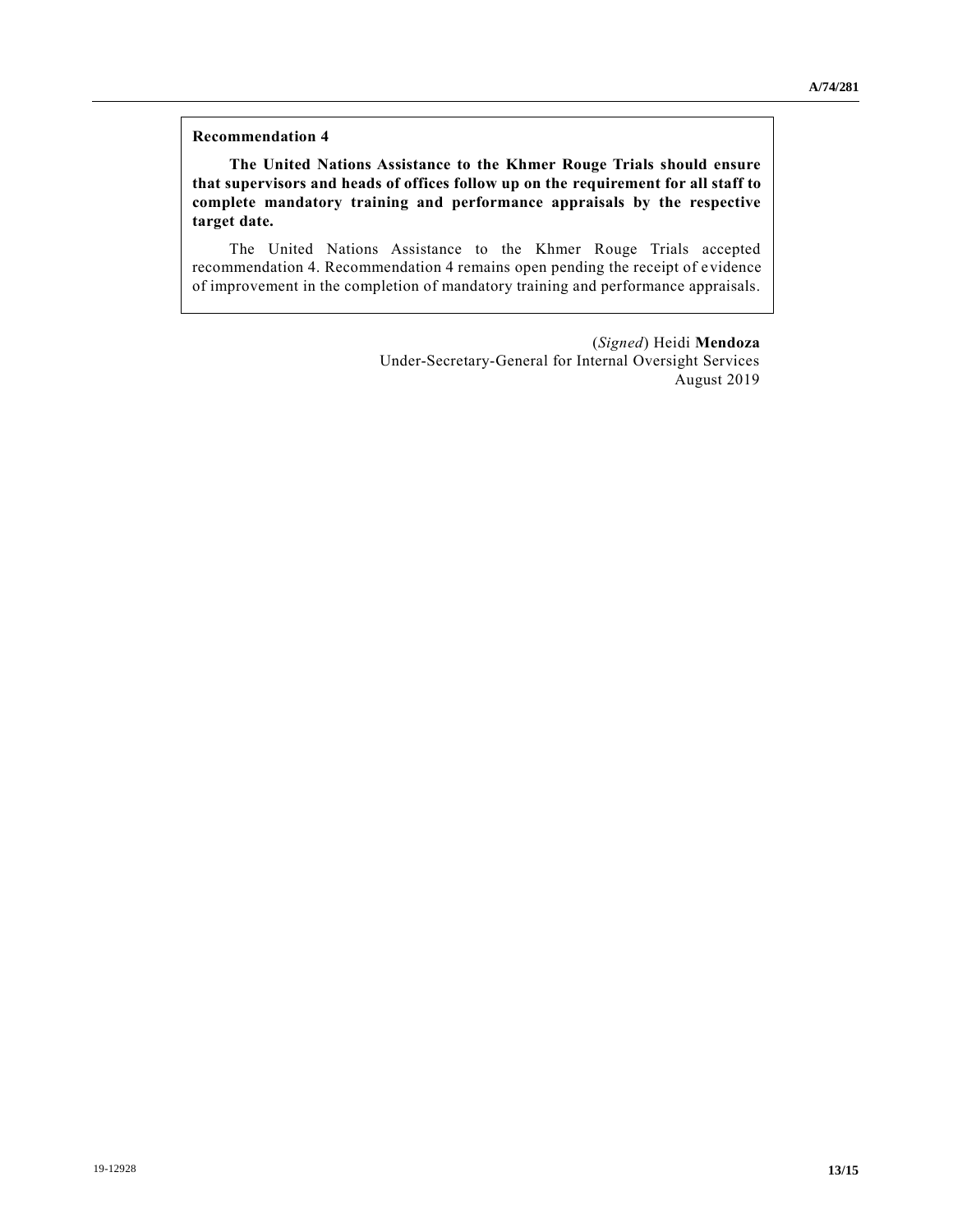**Recommendation 4**

**The United Nations Assistance to the Khmer Rouge Trials should ensure that supervisors and heads of offices follow up on the requirement for all staff to complete mandatory training and performance appraisals by the respective target date.**

The United Nations Assistance to the Khmer Rouge Trials accepted recommendation 4. Recommendation 4 remains open pending the receipt of evidence of improvement in the completion of mandatory training and performance appraisals.

(*Signed*) Heidi **Mendoza**
Under-Secretary-General for Internal Oversight Services
August 2019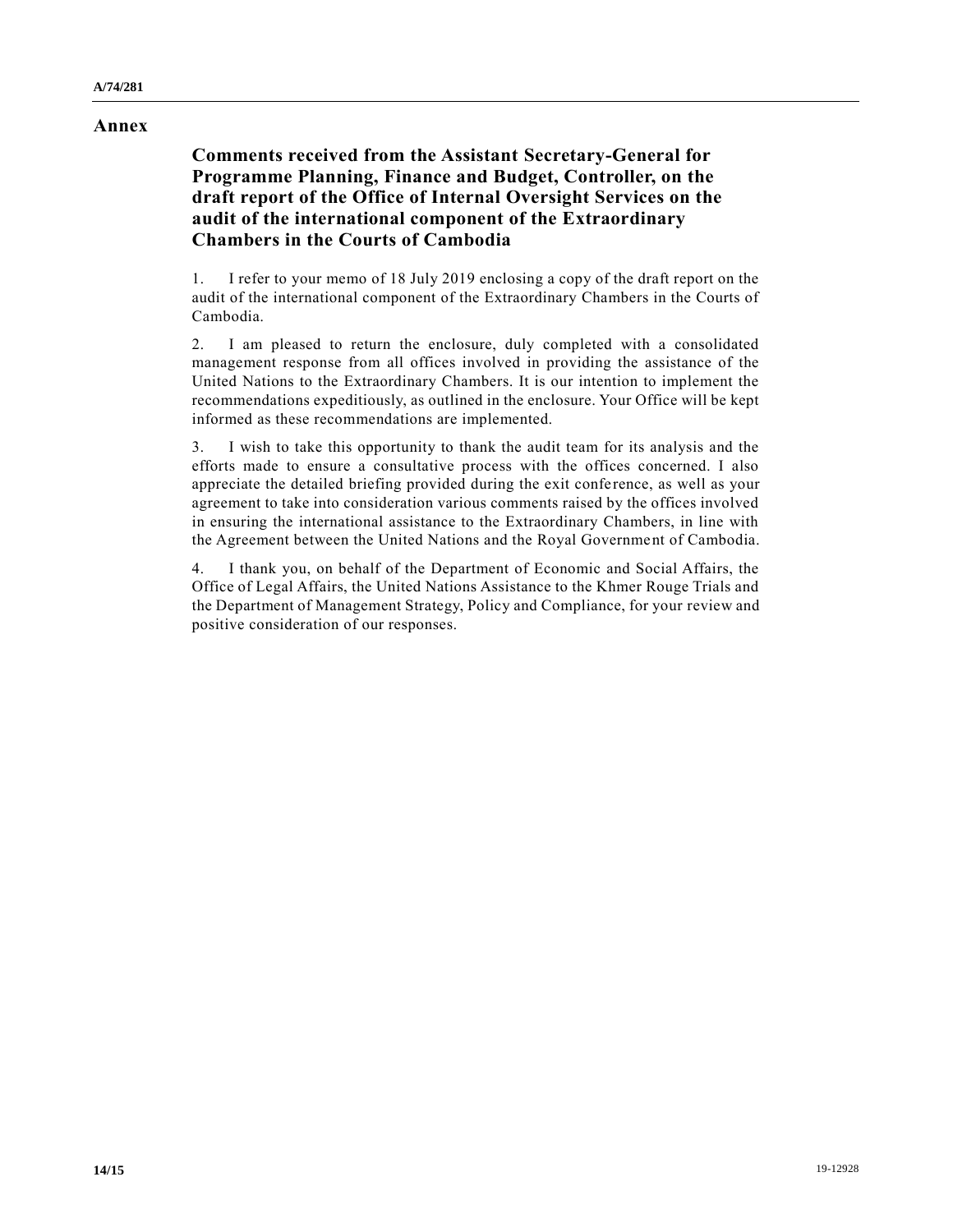# Annex

## Comments received from the Assistant Secretary-General for Programme Planning, Finance and Budget, Controller, on the draft report of the Office of Internal Oversight Services on the audit of the international component of the Extraordinary Chambers in the Courts of Cambodia

1. I refer to your memo of 18 July 2019 enclosing a copy of the draft report on the audit of the international component of the Extraordinary Chambers in the Courts of Cambodia.

2. I am pleased to return the enclosure, duly completed with a consolidated management response from all offices involved in providing the assistance of the United Nations to the Extraordinary Chambers. It is our intention to implement the recommendations expeditiously, as outlined in the enclosure. Your Office will be kept informed as these recommendations are implemented.

3. I wish to take this opportunity to thank the audit team for its analysis and the efforts made to ensure a consultative process with the offices concerned. I also appreciate the detailed briefing provided during the exit conference, as well as your agreement to take into consideration various comments raised by the offices involved in ensuring the international assistance to the Extraordinary Chambers, in line with the Agreement between the United Nations and the Royal Government of Cambodia.

4. I thank you, on behalf of the Department of Economic and Social Affairs, the Office of Legal Affairs, the United Nations Assistance to the Khmer Rouge Trials and the Department of Management Strategy, Policy and Compliance, for your review and positive consideration of our responses.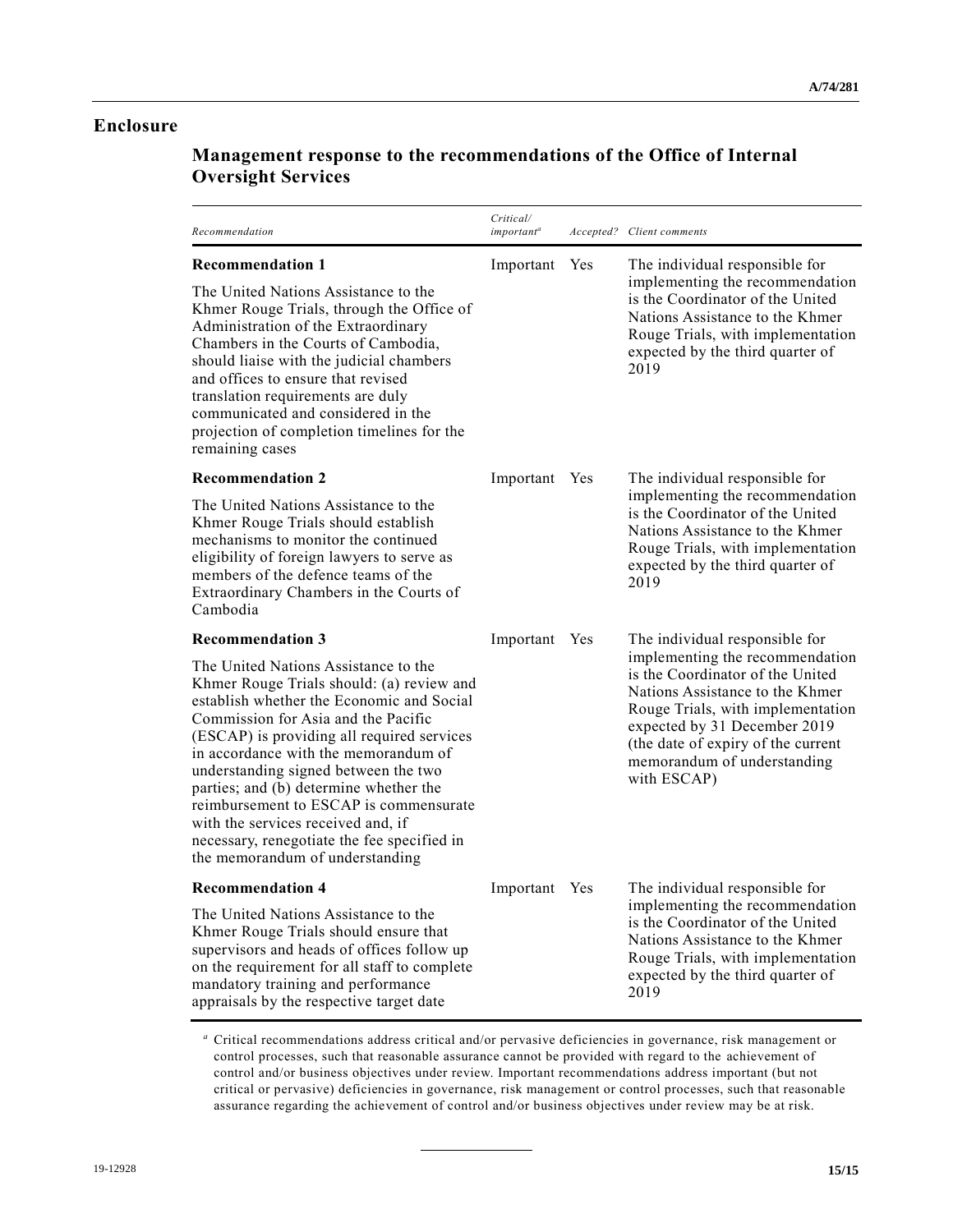## Enclosure

### Management response to the recommendations of the Office of Internal Oversight Services

| *Recommendation* | *Critical/ important*[a] | *Accepted?* | *Client comments* |
|---|---|---|---|
| **Recommendation 1** The United Nations Assistance to the Khmer Rouge Trials, through the Office of Administration of the Extraordinary Chambers in the Courts of Cambodia, should liaise with the judicial chambers and offices to ensure that revised translation requirements are duly communicated and considered in the projection of completion timelines for the remaining cases | Important | Yes | The individual responsible for implementing the recommendation is the Coordinator of the United Nations Assistance to the Khmer Rouge Trials, with implementation expected by the third quarter of 2019 |
| **Recommendation 2** The United Nations Assistance to the Khmer Rouge Trials should establish mechanisms to monitor the continued eligibility of foreign lawyers to serve as members of the defence teams of the Extraordinary Chambers in the Courts of Cambodia | Important | Yes | The individual responsible for implementing the recommendation is the Coordinator of the United Nations Assistance to the Khmer Rouge Trials, with implementation expected by the third quarter of 2019 |
| **Recommendation 3** The United Nations Assistance to the Khmer Rouge Trials should: (a) review and establish whether the Economic and Social Commission for Asia and the Pacific (ESCAP) is providing all required services in accordance with the memorandum of understanding signed between the two parties; and (b) determine whether the reimbursement to ESCAP is commensurate with the services received and, if necessary, renegotiate the fee specified in the memorandum of understanding | Important | Yes | The individual responsible for implementing the recommendation is the Coordinator of the United Nations Assistance to the Khmer Rouge Trials, with implementation expected by 31 December 2019 (the date of expiry of the current memorandum of understanding with ESCAP) |
| **Recommendation 4** The United Nations Assistance to the Khmer Rouge Trials should ensure that supervisors and heads of offices follow up on the requirement for all staff to complete mandatory training and performance appraisals by the respective target date | Important | Yes | The individual responsible for implementing the recommendation is the Coordinator of the United Nations Assistance to the Khmer Rouge Trials, with implementation expected by the third quarter of 2019 |

[a] Critical recommendations address critical and/or pervasive deficiencies in governance, risk management or control processes, such that reasonable assurance cannot be provided with regard to the achievement of control and/or business objectives under review. Important recommendations address important (but not critical or pervasive) deficiencies in governance, risk management or control processes, such that reasonable assurance regarding the achievement of control and/or business objectives under review may be at risk.